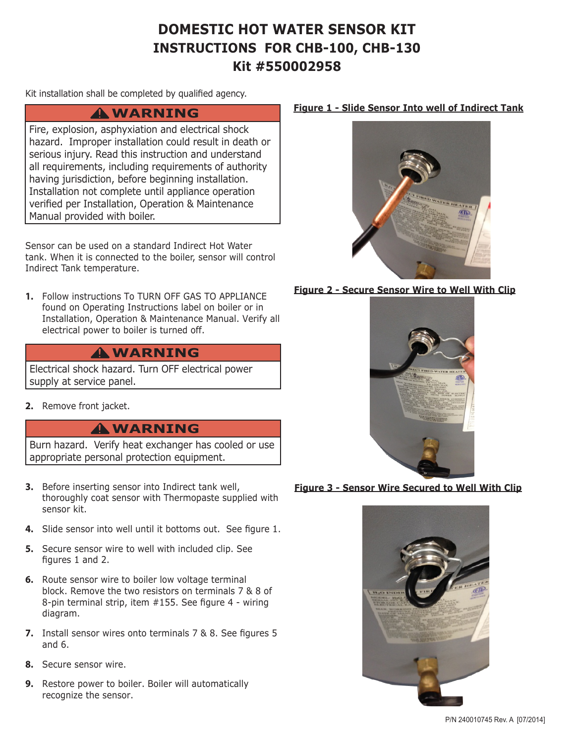# DOMESTIC HOT WATER SENSOR KIT
# INSTRUCTIONS FOR CHB-100, CHB-130
# Kit #550002958

Kit installation shall be completed by qualified agency.

> **⚠ WARNING**
>
> Fire, explosion, asphyxiation and electrical shock hazard. Improper installation could result in death or serious injury. Read this instruction and understand all requirements, including requirements of authority having jurisdiction, before beginning installation. Installation not complete until appliance operation verified per Installation, Operation & Maintenance Manual provided with boiler.

Sensor can be used on a standard Indirect Hot Water tank. When it is connected to the boiler, sensor will control Indirect Tank temperature.

**1.** Follow instructions To TURN OFF GAS TO APPLIANCE found on Operating Instructions label on boiler or in Installation, Operation & Maintenance Manual. Verify all electrical power to boiler is turned off.

> **⚠ WARNING**
>
> Electrical shock hazard. Turn OFF electrical power supply at service panel.

**2.** Remove front jacket.

> **⚠ WARNING**
>
> Burn hazard. Verify heat exchanger has cooled or use appropriate personal protection equipment.

**3.** Before inserting sensor into Indirect tank well, thoroughly coat sensor with Thermopaste supplied with sensor kit.

**4.** Slide sensor into well until it bottoms out. See figure 1.

**5.** Secure sensor wire to well with included clip. See figures 1 and 2.

**6.** Route sensor wire to boiler low voltage terminal block. Remove the two resistors on terminals 7 & 8 of 8-pin terminal strip, item #155. See figure 4 - wiring diagram.

**7.** Install sensor wires onto terminals 7 & 8. See figures 5 and 6.

**8.** Secure sensor wire.

**9.** Restore power to boiler. Boiler will automatically recognize the sensor.

**Figure 1 - Slide Sensor Into well of Indirect Tank**

**Figure 2 - Secure Sensor Wire to Well With Clip**

**Figure 3 - Sensor Wire Secured to Well With Clip**

P/N 240010745 Rev. A [07/2014]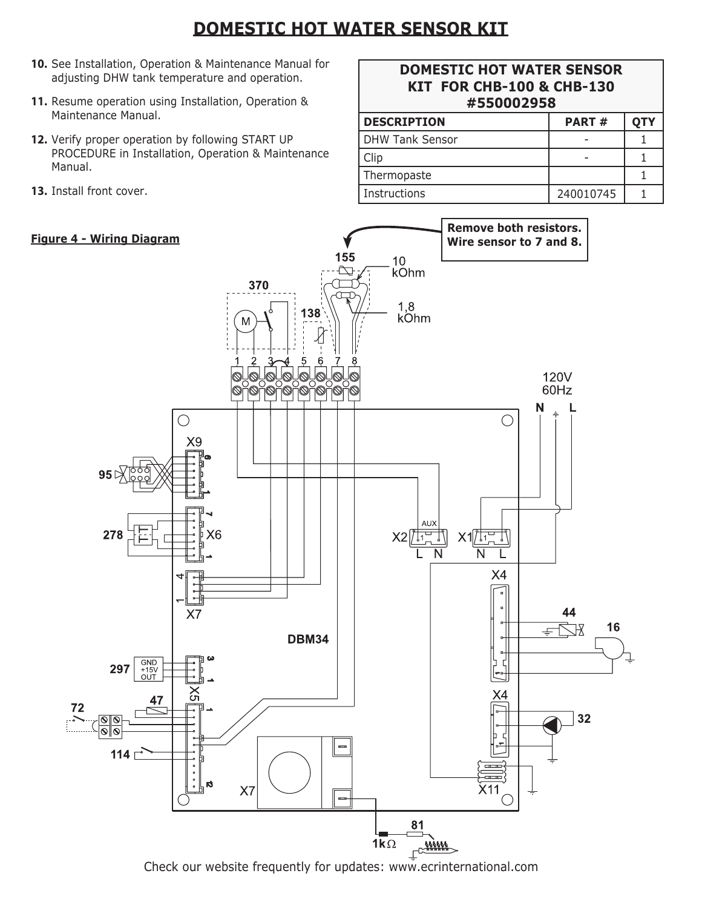# DOMESTIC HOT WATER SENSOR KIT

10. See Installation, Operation & Maintenance Manual for adjusting DHW tank temperature and operation.

11. Resume operation using Installation, Operation & Maintenance Manual.

12. Verify proper operation by following START UP PROCEDURE in Installation, Operation & Maintenance Manual.

13. Install front cover.

| DOMESTIC HOT WATER SENSOR KIT FOR CHB-100 & CHB-130 #550002958 | | |
|---|---|---|
| **DESCRIPTION** | **PART #** | **QTY** |
| DHW Tank Sensor | - | 1 |
| Clip | - | 1 |
| Thermopaste | | 1 |
| Instructions | 240010745 | 1 |

**Figure 4 - Wiring Diagram**

**Remove both resistors. Wire sensor to 7 and 8.**

155, 10 kOhm, 1,8 kOhm, 370, M, 138, 1 2 3 4 5 6 7 8, 120V 60Hz, N L, X9, 95, X6, 278, X7, 4, 1, DBM34, 297, GND +15V OUT, X5, 72, 47, 114, X7, X2, AUX, L N, X1, N L, X4, 44, 16, X4, 32, X11, 81, 1kΩ

Check our website frequently for updates: www.ecrinternational.com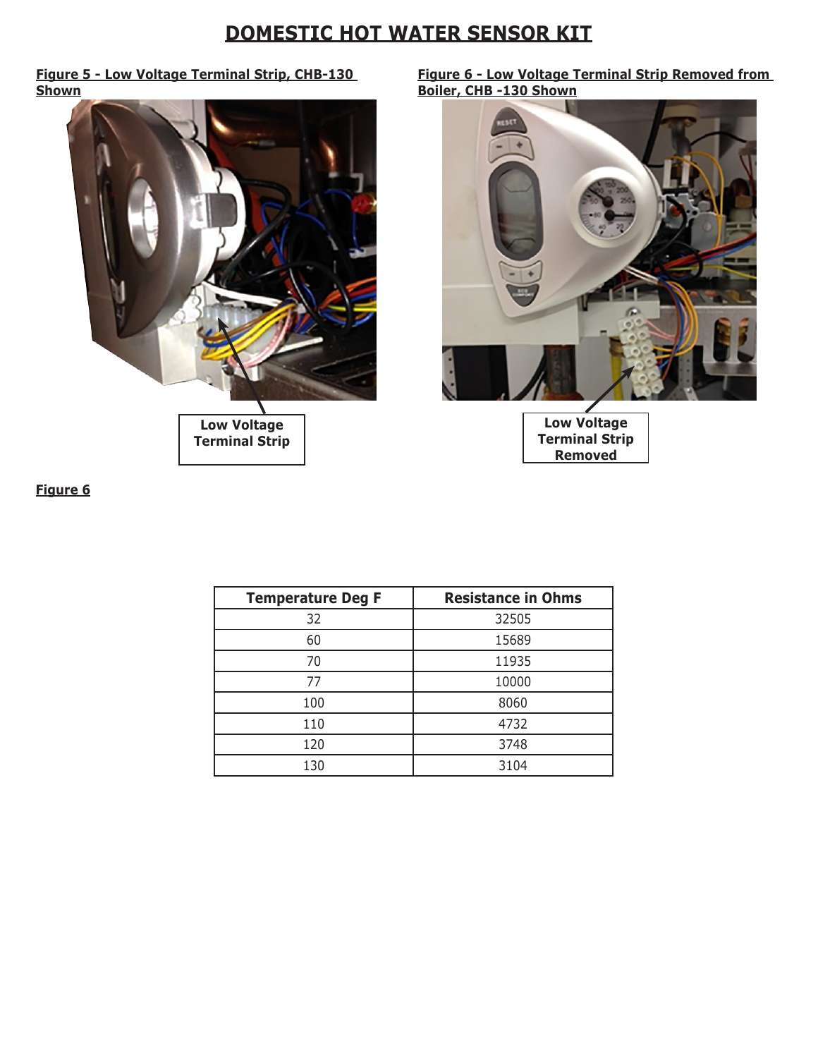# DOMESTIC HOT WATER SENSOR KIT

**Figure 5 - Low Voltage Terminal Strip, CHB-130 Shown**

Low Voltage Terminal Strip

**Figure 6 - Low Voltage Terminal Strip Removed from Boiler, CHB -130 Shown**

Low Voltage Terminal Strip Removed

**Figure 6**

| Temperature Deg F | Resistance in Ohms |
|---|---|
| 32 | 32505 |
| 60 | 15689 |
| 70 | 11935 |
| 77 | 10000 |
| 100 | 8060 |
| 110 | 4732 |
| 120 | 3748 |
| 130 | 3104 |